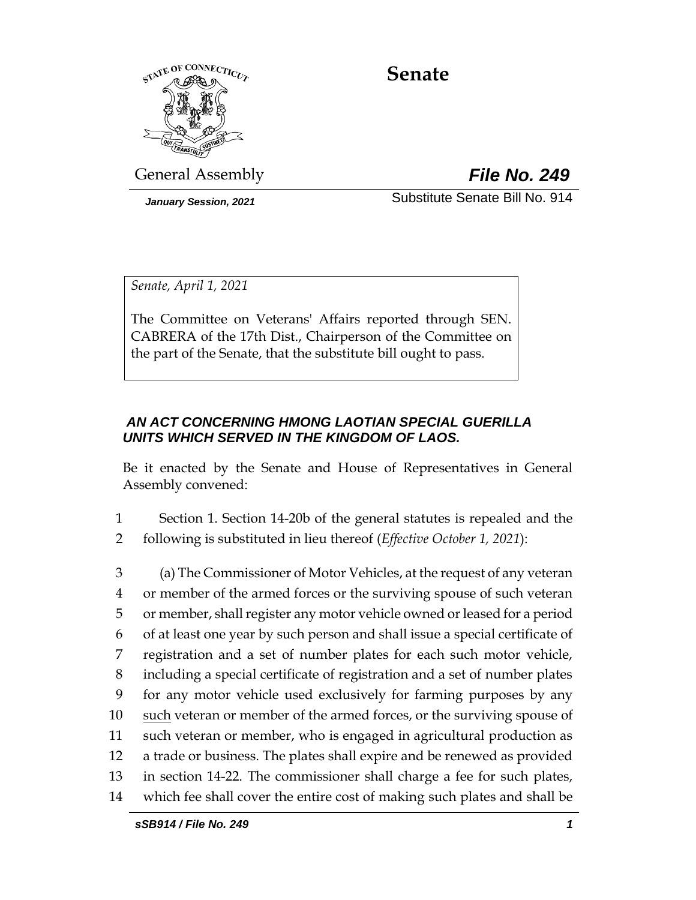# Senate

General Assembly **File No. 249**

*January Session, 2021* Substitute Senate Bill No. 914

*Senate, April 1, 2021*

The Committee on Veterans' Affairs reported through SEN. CABRERA of the 17th Dist., Chairperson of the Committee on the part of the Senate, that the substitute bill ought to pass.

***AN ACT CONCERNING HMONG LAOTIAN SPECIAL GUERILLA UNITS WHICH SERVED IN THE KINGDOM OF LAOS.***

Be it enacted by the Senate and House of Representatives in General Assembly convened:

1 Section 1. Section 14-20b of the general statutes is repealed and the
2 following is substituted in lieu thereof (*Effective October 1, 2021*):

3 (a) The Commissioner of Motor Vehicles, at the request of any veteran
4 or member of the armed forces or the surviving spouse of such veteran
5 or member, shall register any motor vehicle owned or leased for a period
6 of at least one year by such person and shall issue a special certificate of
7 registration and a set of number plates for each such motor vehicle,
8 including a special certificate of registration and a set of number plates
9 for any motor vehicle used exclusively for farming purposes by any
10 <u>such</u> veteran or member of the armed forces, or the surviving spouse of
11 such veteran or member, who is engaged in agricultural production as
12 a trade or business. The plates shall expire and be renewed as provided
13 in section 14-22. The commissioner shall charge a fee for such plates,
14 which fee shall cover the entire cost of making such plates and shall be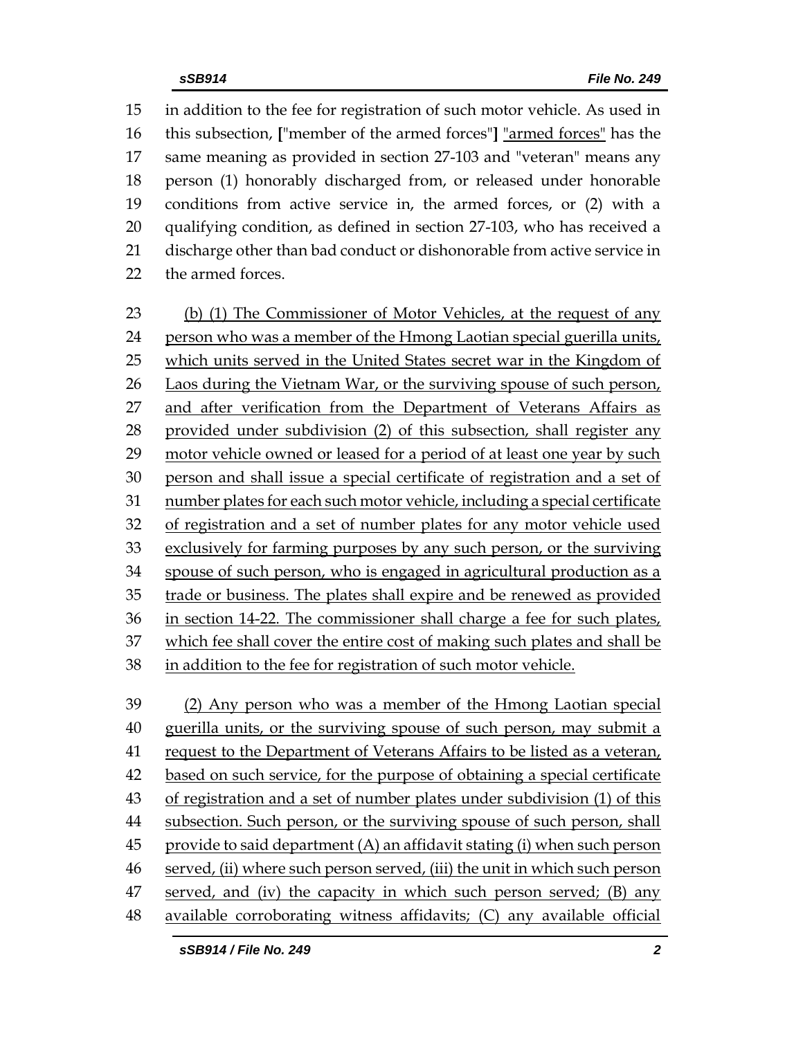in addition to the fee for registration of such motor vehicle. As used in this subsection, ["member of the armed forces"] "armed forces" has the same meaning as provided in section 27-103 and "veteran" means any person (1) honorably discharged from, or released under honorable conditions from active service in, the armed forces, or (2) with a qualifying condition, as defined in section 27-103, who has received a discharge other than bad conduct or dishonorable from active service in the armed forces.

(b) (1) The Commissioner of Motor Vehicles, at the request of any person who was a member of the Hmong Laotian special guerilla units, which units served in the United States secret war in the Kingdom of Laos during the Vietnam War, or the surviving spouse of such person, and after verification from the Department of Veterans Affairs as provided under subdivision (2) of this subsection, shall register any motor vehicle owned or leased for a period of at least one year by such person and shall issue a special certificate of registration and a set of number plates for each such motor vehicle, including a special certificate of registration and a set of number plates for any motor vehicle used exclusively for farming purposes by any such person, or the surviving spouse of such person, who is engaged in agricultural production as a trade or business. The plates shall expire and be renewed as provided in section 14-22. The commissioner shall charge a fee for such plates, which fee shall cover the entire cost of making such plates and shall be in addition to the fee for registration of such motor vehicle.

(2) Any person who was a member of the Hmong Laotian special guerilla units, or the surviving spouse of such person, may submit a request to the Department of Veterans Affairs to be listed as a veteran, based on such service, for the purpose of obtaining a special certificate of registration and a set of number plates under subdivision (1) of this subsection. Such person, or the surviving spouse of such person, shall provide to said department (A) an affidavit stating (i) when such person served, (ii) where such person served, (iii) the unit in which such person served, and (iv) the capacity in which such person served; (B) any available corroborating witness affidavits; (C) any available official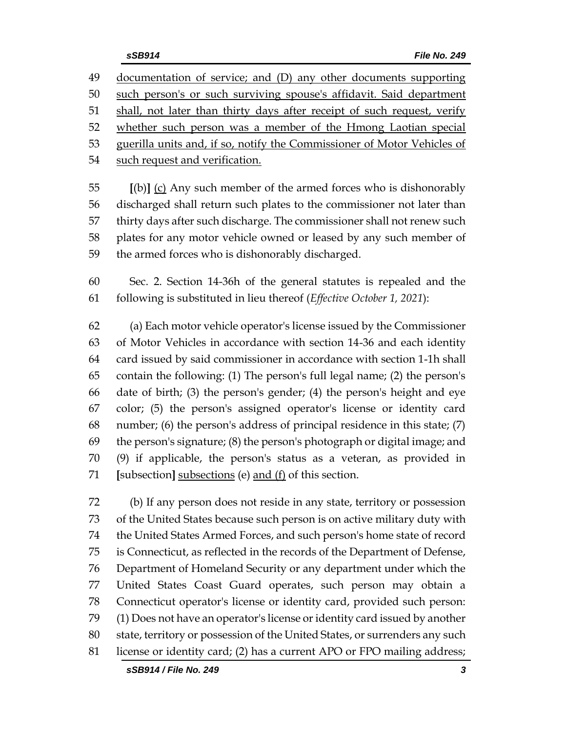documentation of service; and (D) any other documents supporting such person's or such surviving spouse's affidavit. Said department shall, not later than thirty days after receipt of such request, verify whether such person was a member of the Hmong Laotian special guerilla units and, if so, notify the Commissioner of Motor Vehicles of such request and verification.

**[**(b)**]** (c) Any such member of the armed forces who is dishonorably discharged shall return such plates to the commissioner not later than thirty days after such discharge. The commissioner shall not renew such plates for any motor vehicle owned or leased by any such member of the armed forces who is dishonorably discharged.

Sec. 2. Section 14-36h of the general statutes is repealed and the following is substituted in lieu thereof (*Effective October 1, 2021*):

(a) Each motor vehicle operator's license issued by the Commissioner of Motor Vehicles in accordance with section 14-36 and each identity card issued by said commissioner in accordance with section 1-1h shall contain the following: (1) The person's full legal name; (2) the person's date of birth; (3) the person's gender; (4) the person's height and eye color; (5) the person's assigned operator's license or identity card number; (6) the person's address of principal residence in this state; (7) the person's signature; (8) the person's photograph or digital image; and (9) if applicable, the person's status as a veteran, as provided in **[**subsection**]** subsections (e) and (f) of this section.

(b) If any person does not reside in any state, territory or possession of the United States because such person is on active military duty with the United States Armed Forces, and such person's home state of record is Connecticut, as reflected in the records of the Department of Defense, Department of Homeland Security or any department under which the United States Coast Guard operates, such person may obtain a Connecticut operator's license or identity card, provided such person: (1) Does not have an operator's license or identity card issued by another state, territory or possession of the United States, or surrenders any such license or identity card; (2) has a current APO or FPO mailing address;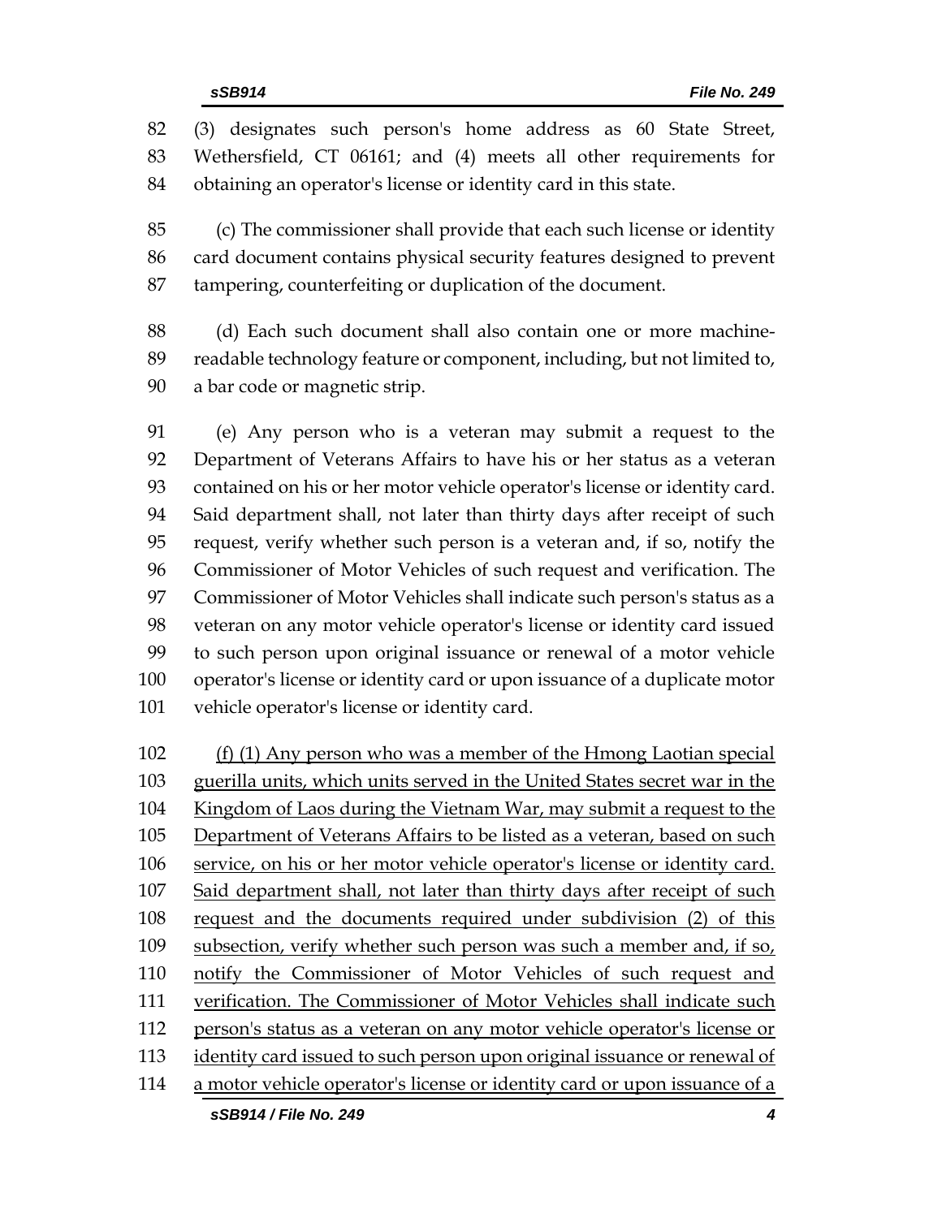(3) designates such person's home address as 60 State Street, Wethersfield, CT 06161; and (4) meets all other requirements for obtaining an operator's license or identity card in this state.

(c) The commissioner shall provide that each such license or identity card document contains physical security features designed to prevent tampering, counterfeiting or duplication of the document.

(d) Each such document shall also contain one or more machine-readable technology feature or component, including, but not limited to, a bar code or magnetic strip.

(e) Any person who is a veteran may submit a request to the Department of Veterans Affairs to have his or her status as a veteran contained on his or her motor vehicle operator's license or identity card. Said department shall, not later than thirty days after receipt of such request, verify whether such person is a veteran and, if so, notify the Commissioner of Motor Vehicles of such request and verification. The Commissioner of Motor Vehicles shall indicate such person's status as a veteran on any motor vehicle operator's license or identity card issued to such person upon original issuance or renewal of a motor vehicle operator's license or identity card or upon issuance of a duplicate motor vehicle operator's license or identity card.

<u>(f) (1) Any person who was a member of the Hmong Laotian special guerilla units, which units served in the United States secret war in the Kingdom of Laos during the Vietnam War, may submit a request to the Department of Veterans Affairs to be listed as a veteran, based on such service, on his or her motor vehicle operator's license or identity card. Said department shall, not later than thirty days after receipt of such request and the documents required under subdivision (2) of this subsection, verify whether such person was such a member and, if so, notify the Commissioner of Motor Vehicles of such request and verification. The Commissioner of Motor Vehicles shall indicate such person's status as a veteran on any motor vehicle operator's license or identity card issued to such person upon original issuance or renewal of a motor vehicle operator's license or identity card or upon issuance of a</u>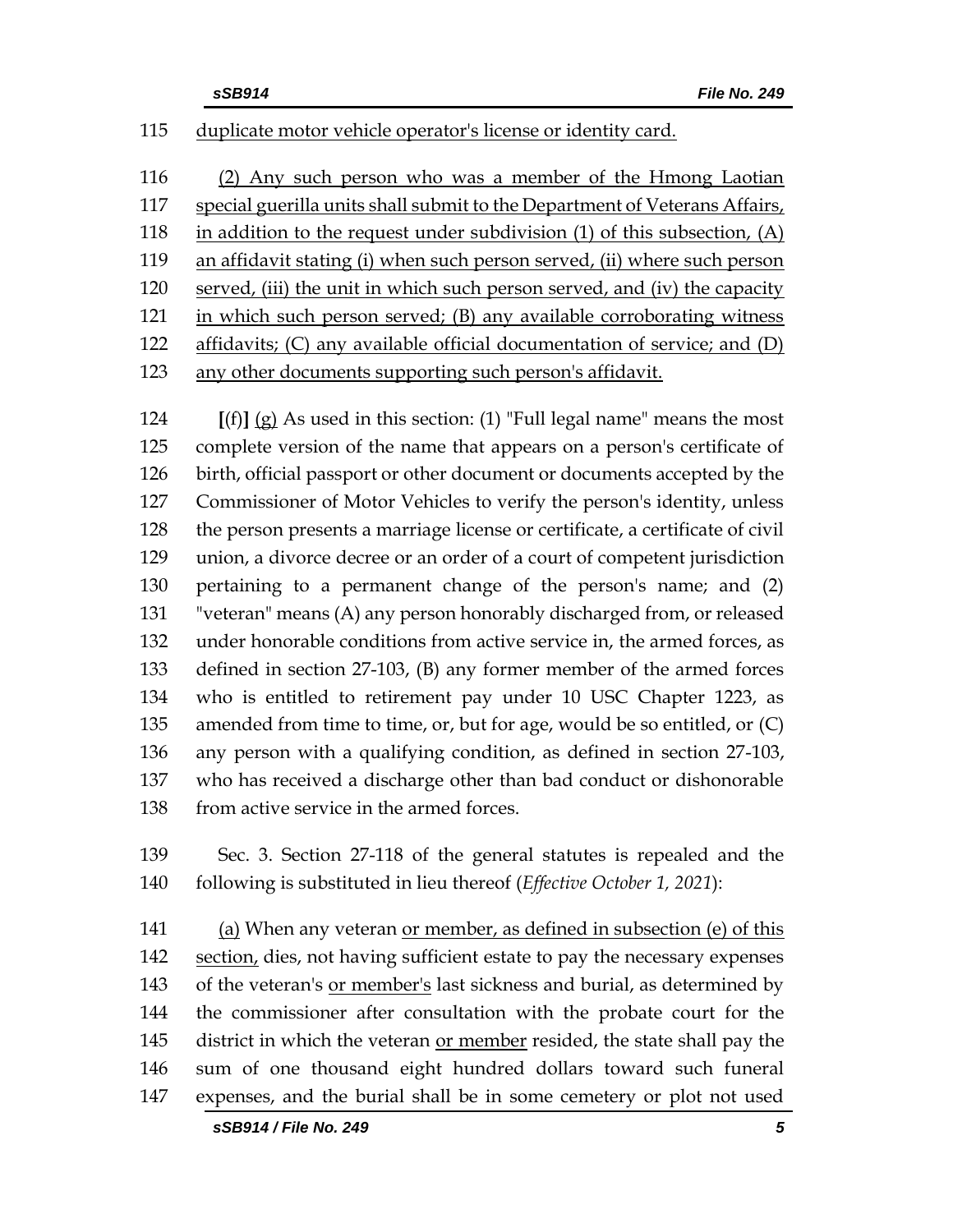duplicate motor vehicle operator's license or identity card.

(2) Any such person who was a member of the Hmong Laotian special guerilla units shall submit to the Department of Veterans Affairs, in addition to the request under subdivision (1) of this subsection, (A) an affidavit stating (i) when such person served, (ii) where such person served, (iii) the unit in which such person served, and (iv) the capacity in which such person served; (B) any available corroborating witness affidavits; (C) any available official documentation of service; and (D) any other documents supporting such person's affidavit.

**[**(f)**]** (g) As used in this section: (1) "Full legal name" means the most complete version of the name that appears on a person's certificate of birth, official passport or other document or documents accepted by the Commissioner of Motor Vehicles to verify the person's identity, unless the person presents a marriage license or certificate, a certificate of civil union, a divorce decree or an order of a court of competent jurisdiction pertaining to a permanent change of the person's name; and (2) "veteran" means (A) any person honorably discharged from, or released under honorable conditions from active service in, the armed forces, as defined in section 27-103, (B) any former member of the armed forces who is entitled to retirement pay under 10 USC Chapter 1223, as amended from time to time, or, but for age, would be so entitled, or (C) any person with a qualifying condition, as defined in section 27-103, who has received a discharge other than bad conduct or dishonorable from active service in the armed forces.

Sec. 3. Section 27-118 of the general statutes is repealed and the following is substituted in lieu thereof (*Effective October 1, 2021*):

(a) When any veteran or member, as defined in subsection (e) of this section, dies, not having sufficient estate to pay the necessary expenses of the veteran's or member's last sickness and burial, as determined by the commissioner after consultation with the probate court for the district in which the veteran or member resided, the state shall pay the sum of one thousand eight hundred dollars toward such funeral expenses, and the burial shall be in some cemetery or plot not used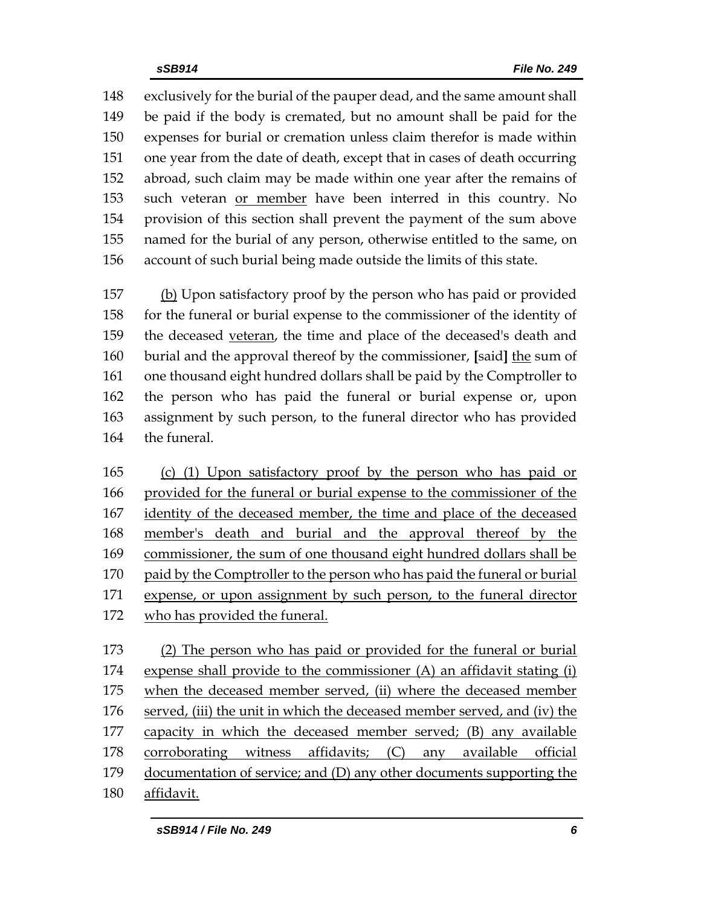148 exclusively for the burial of the pauper dead, and the same amount shall
149 be paid if the body is cremated, but no amount shall be paid for the
150 expenses for burial or cremation unless claim therefor is made within
151 one year from the date of death, except that in cases of death occurring
152 abroad, such claim may be made within one year after the remains of
153 such veteran <u>or member</u> have been interred in this country. No
154 provision of this section shall prevent the payment of the sum above
155 named for the burial of any person, otherwise entitled to the same, on
156 account of such burial being made outside the limits of this state.

157 <u>(b)</u> Upon satisfactory proof by the person who has paid or provided
158 for the funeral or burial expense to the commissioner of the identity of
159 the deceased <u>veteran</u>, the time and place of the deceased's death and
160 burial and the approval thereof by the commissioner, **[**said**]** <u>the</u> sum of
161 one thousand eight hundred dollars shall be paid by the Comptroller to
162 the person who has paid the funeral or burial expense or, upon
163 assignment by such person, to the funeral director who has provided
164 the funeral.

165 <u>(c) (1) Upon satisfactory proof by the person who has paid or</u>
166 <u>provided for the funeral or burial expense to the commissioner of the</u>
167 <u>identity of the deceased member, the time and place of the deceased</u>
168 <u>member's death and burial and the approval thereof by the</u>
169 <u>commissioner, the sum of one thousand eight hundred dollars shall be</u>
170 <u>paid by the Comptroller to the person who has paid the funeral or burial</u>
171 <u>expense, or upon assignment by such person, to the funeral director</u>
172 <u>who has provided the funeral.</u>

173 <u>(2) The person who has paid or provided for the funeral or burial</u>
174 <u>expense shall provide to the commissioner (A) an affidavit stating (i)</u>
175 <u>when the deceased member served, (ii) where the deceased member</u>
176 <u>served, (iii) the unit in which the deceased member served, and (iv) the</u>
177 <u>capacity in which the deceased member served; (B) any available</u>
178 <u>corroborating witness affidavits; (C) any available official</u>
179 <u>documentation of service; and (D) any other documents supporting the</u>
180 <u>affidavit.</u>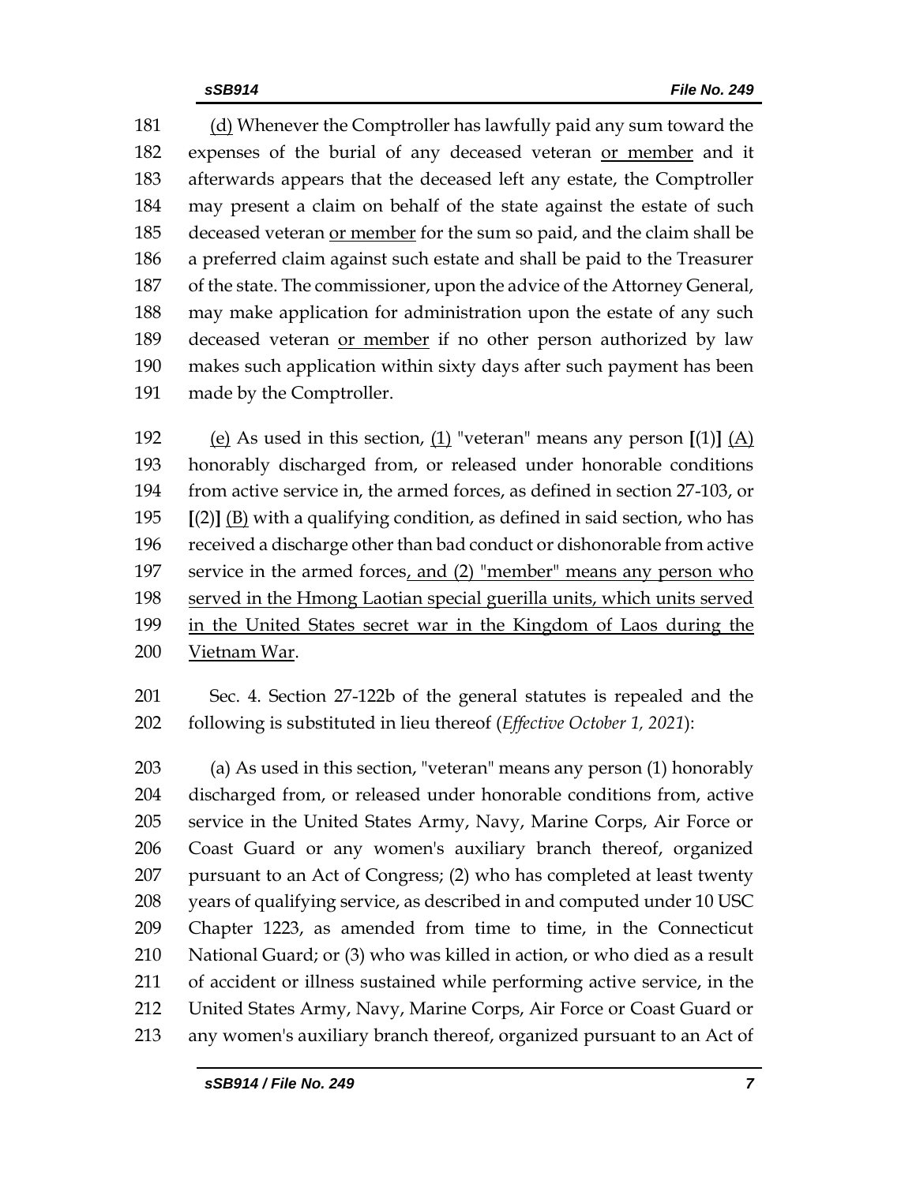181 (d) Whenever the Comptroller has lawfully paid any sum toward the
182 expenses of the burial of any deceased veteran or member and it
183 afterwards appears that the deceased left any estate, the Comptroller
184 may present a claim on behalf of the state against the estate of such
185 deceased veteran or member for the sum so paid, and the claim shall be
186 a preferred claim against such estate and shall be paid to the Treasurer
187 of the state. The commissioner, upon the advice of the Attorney General,
188 may make application for administration upon the estate of any such
189 deceased veteran or member if no other person authorized by law
190 makes such application within sixty days after such payment has been
191 made by the Comptroller.

192 (e) As used in this section, (1) "veteran" means any person **[**(1)**]** (A)
193 honorably discharged from, or released under honorable conditions
194 from active service in, the armed forces, as defined in section 27-103, or
195 **[**(2)**]** (B) with a qualifying condition, as defined in said section, who has
196 received a discharge other than bad conduct or dishonorable from active
197 service in the armed forces, and (2) "member" means any person who
198 served in the Hmong Laotian special guerilla units, which units served
199 in the United States secret war in the Kingdom of Laos during the
200 Vietnam War.

201 Sec. 4. Section 27-122b of the general statutes is repealed and the
202 following is substituted in lieu thereof (*Effective October 1, 2021*):

203 (a) As used in this section, "veteran" means any person (1) honorably
204 discharged from, or released under honorable conditions from, active
205 service in the United States Army, Navy, Marine Corps, Air Force or
206 Coast Guard or any women's auxiliary branch thereof, organized
207 pursuant to an Act of Congress; (2) who has completed at least twenty
208 years of qualifying service, as described in and computed under 10 USC
209 Chapter 1223, as amended from time to time, in the Connecticut
210 National Guard; or (3) who was killed in action, or who died as a result
211 of accident or illness sustained while performing active service, in the
212 United States Army, Navy, Marine Corps, Air Force or Coast Guard or
213 any women's auxiliary branch thereof, organized pursuant to an Act of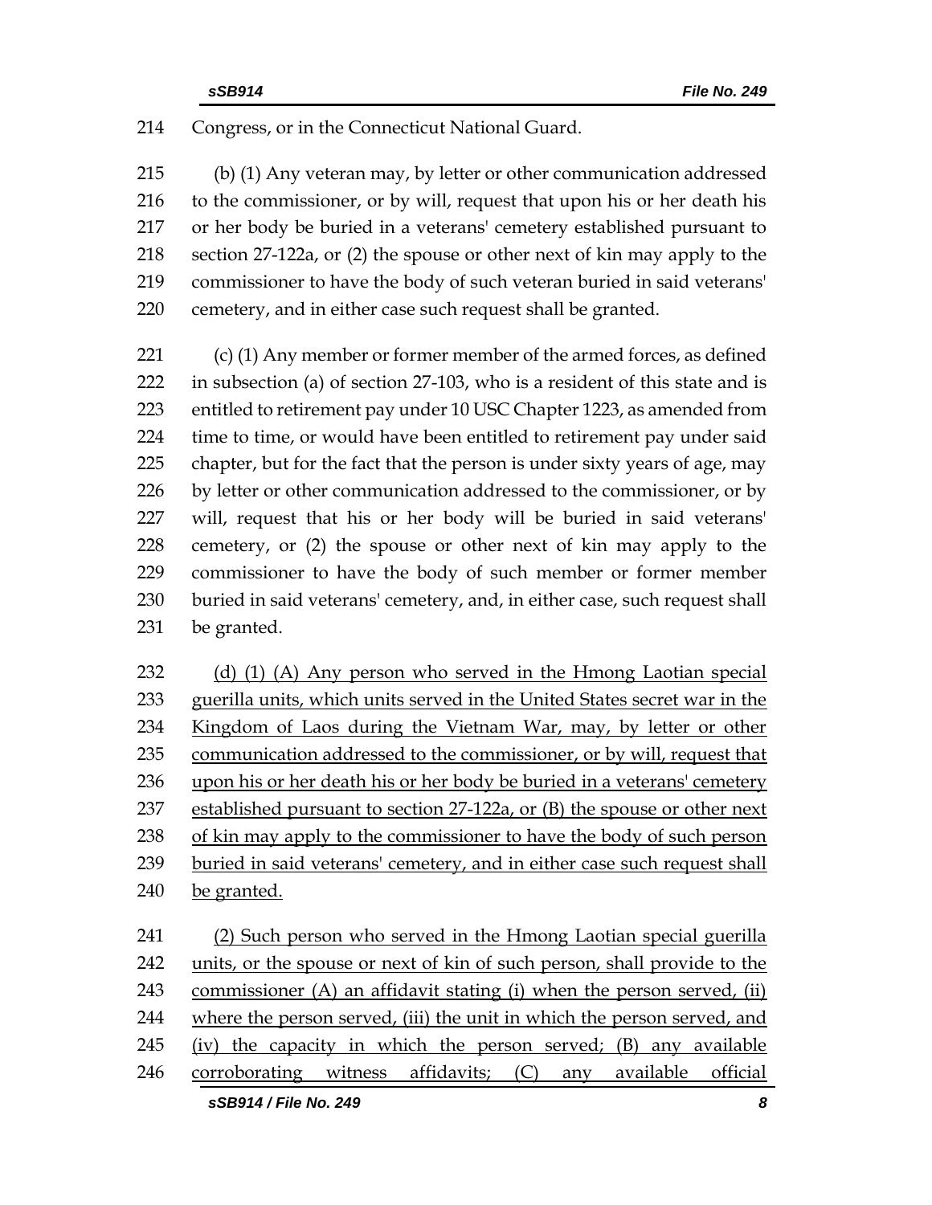214 Congress, or in the Connecticut National Guard.

215 (b) (1) Any veteran may, by letter or other communication addressed
216 to the commissioner, or by will, request that upon his or her death his
217 or her body be buried in a veterans' cemetery established pursuant to
218 section 27-122a, or (2) the spouse or other next of kin may apply to the
219 commissioner to have the body of such veteran buried in said veterans'
220 cemetery, and in either case such request shall be granted.

221 (c) (1) Any member or former member of the armed forces, as defined
222 in subsection (a) of section 27-103, who is a resident of this state and is
223 entitled to retirement pay under 10 USC Chapter 1223, as amended from
224 time to time, or would have been entitled to retirement pay under said
225 chapter, but for the fact that the person is under sixty years of age, may
226 by letter or other communication addressed to the commissioner, or by
227 will, request that his or her body will be buried in said veterans'
228 cemetery, or (2) the spouse or other next of kin may apply to the
229 commissioner to have the body of such member or former member
230 buried in said veterans' cemetery, and, in either case, such request shall
231 be granted.

232 <u>(d) (1) (A) Any person who served in the Hmong Laotian special</u>
233 <u>guerilla units, which units served in the United States secret war in the</u>
234 <u>Kingdom of Laos during the Vietnam War, may, by letter or other</u>
235 <u>communication addressed to the commissioner, or by will, request that</u>
236 <u>upon his or her death his or her body be buried in a veterans' cemetery</u>
237 <u>established pursuant to section 27-122a, or (B) the spouse or other next</u>
238 <u>of kin may apply to the commissioner to have the body of such person</u>
239 <u>buried in said veterans' cemetery, and in either case such request shall</u>
240 <u>be granted.</u>

241 <u>(2) Such person who served in the Hmong Laotian special guerilla</u>
242 <u>units, or the spouse or next of kin of such person, shall provide to the</u>
243 <u>commissioner (A) an affidavit stating (i) when the person served, (ii)</u>
244 <u>where the person served, (iii) the unit in which the person served, and</u>
245 <u>(iv) the capacity in which the person served; (B) any available</u>
246 <u>corroborating witness affidavits; (C) any available official</u>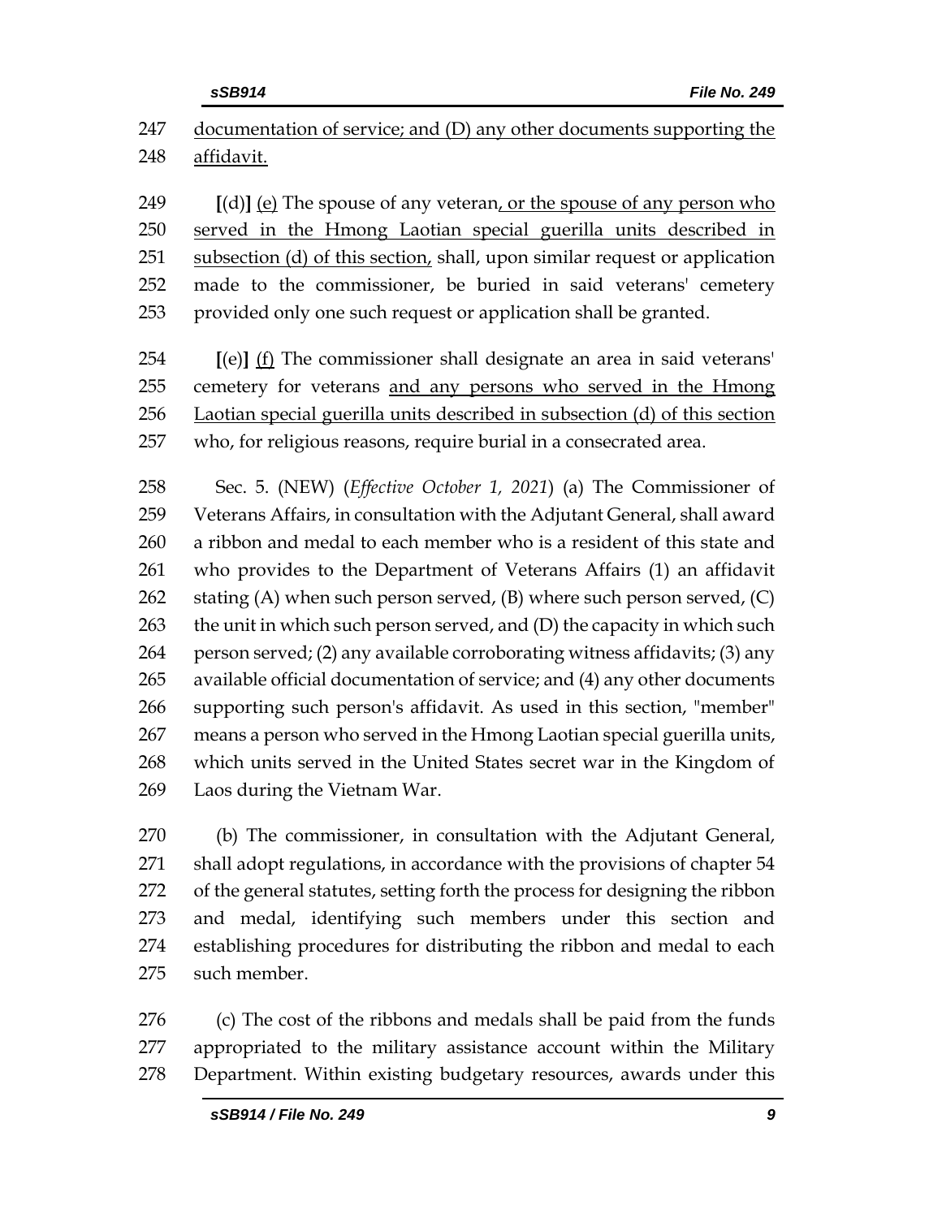247 documentation of service; and (D) any other documents supporting the
248 affidavit.

249 [(d)] (e) The spouse of any veteran, or the spouse of any person who
250 served in the Hmong Laotian special guerilla units described in
251 subsection (d) of this section, shall, upon similar request or application
252 made to the commissioner, be buried in said veterans' cemetery
253 provided only one such request or application shall be granted.

254 [(e)] (f) The commissioner shall designate an area in said veterans'
255 cemetery for veterans and any persons who served in the Hmong
256 Laotian special guerilla units described in subsection (d) of this section
257 who, for religious reasons, require burial in a consecrated area.

258 Sec. 5. (NEW) (*Effective October 1, 2021*) (a) The Commissioner of
259 Veterans Affairs, in consultation with the Adjutant General, shall award
260 a ribbon and medal to each member who is a resident of this state and
261 who provides to the Department of Veterans Affairs (1) an affidavit
262 stating (A) when such person served, (B) where such person served, (C)
263 the unit in which such person served, and (D) the capacity in which such
264 person served; (2) any available corroborating witness affidavits; (3) any
265 available official documentation of service; and (4) any other documents
266 supporting such person's affidavit. As used in this section, "member"
267 means a person who served in the Hmong Laotian special guerilla units,
268 which units served in the United States secret war in the Kingdom of
269 Laos during the Vietnam War.

270 (b) The commissioner, in consultation with the Adjutant General,
271 shall adopt regulations, in accordance with the provisions of chapter 54
272 of the general statutes, setting forth the process for designing the ribbon
273 and medal, identifying such members under this section and
274 establishing procedures for distributing the ribbon and medal to each
275 such member.

276 (c) The cost of the ribbons and medals shall be paid from the funds
277 appropriated to the military assistance account within the Military
278 Department. Within existing budgetary resources, awards under this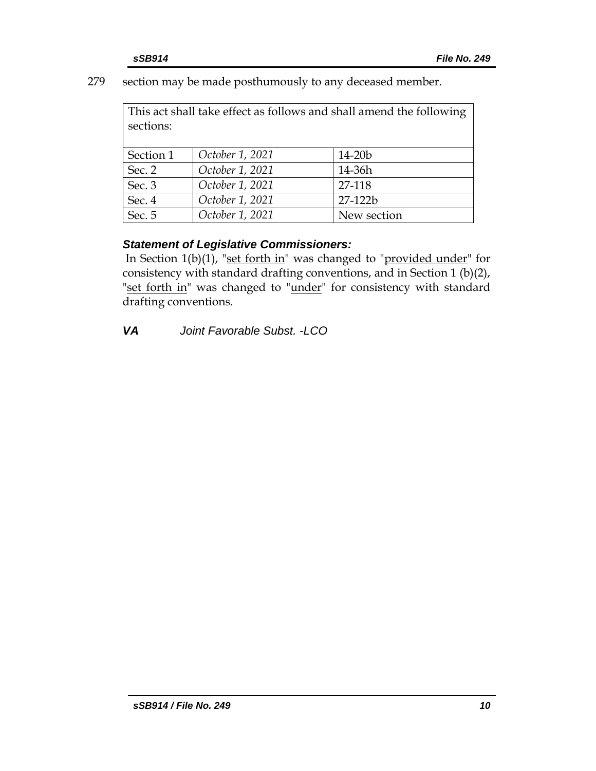279 section may be made posthumously to any deceased member.

| This act shall take effect as follows and shall amend the following sections: | | |
|---|---|---|
| Section 1 | *October 1, 2021* | 14-20b |
| Sec. 2 | *October 1, 2021* | 14-36h |
| Sec. 3 | *October 1, 2021* | 27-118 |
| Sec. 4 | *October 1, 2021* | 27-122b |
| Sec. 5 | *October 1, 2021* | New section |

### *Statement of Legislative Commissioners:*

In Section 1(b)(1), "<u>set forth in</u>" was changed to "<u>provided under</u>" for consistency with standard drafting conventions, and in Section 1 (b)(2), "<u>set forth in</u>" was changed to "<u>under</u>" for consistency with standard drafting conventions.

***VA*** *Joint Favorable Subst. -LCO*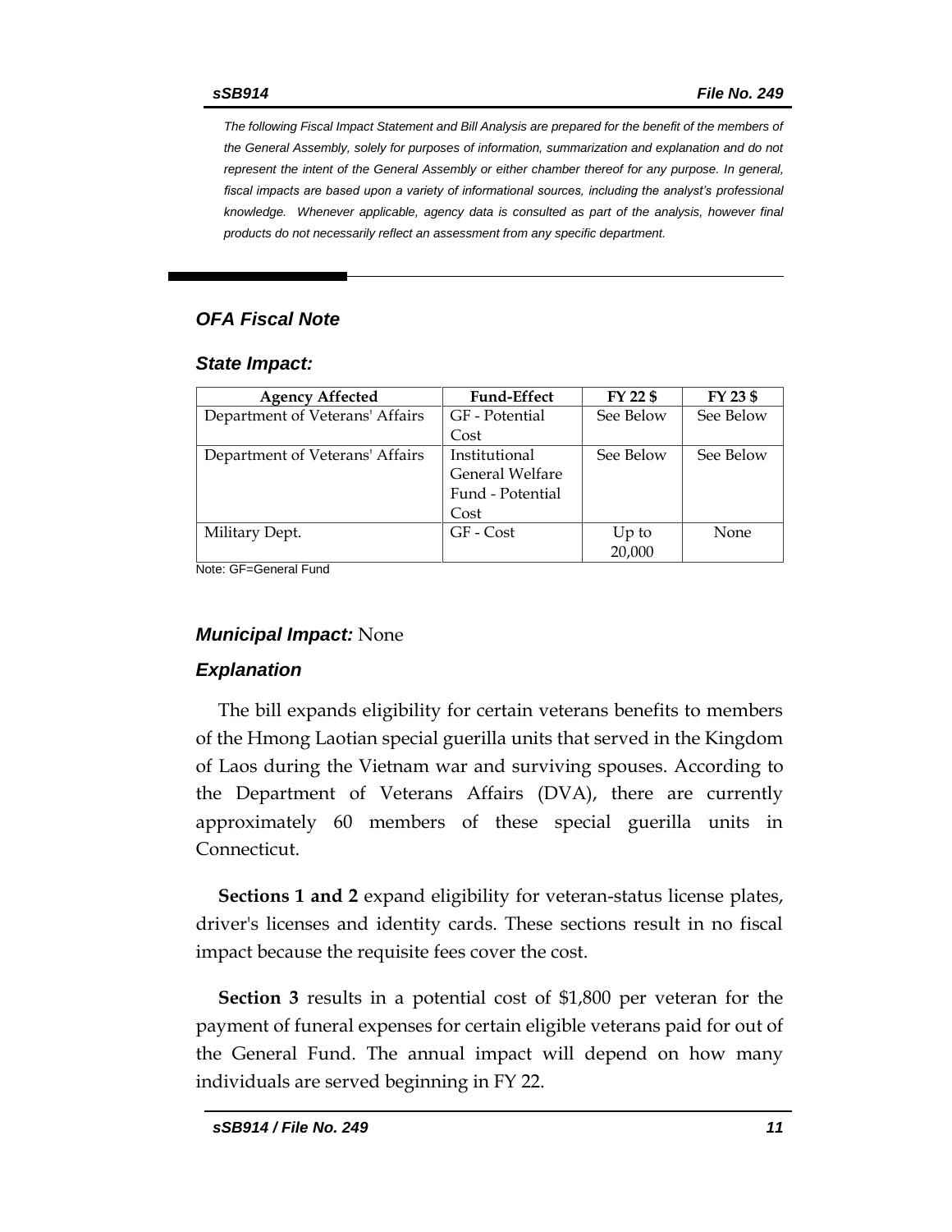*The following Fiscal Impact Statement and Bill Analysis are prepared for the benefit of the members of the General Assembly, solely for purposes of information, summarization and explanation and do not represent the intent of the General Assembly or either chamber thereof for any purpose. In general, fiscal impacts are based upon a variety of informational sources, including the analyst's professional knowledge. Whenever applicable, agency data is consulted as part of the analysis, however final products do not necessarily reflect an assessment from any specific department.*

## *OFA Fiscal Note*

### *State Impact:*

| Agency Affected | Fund-Effect | FY 22 $ | FY 23 $ |
|---|---|---|---|
| Department of Veterans' Affairs | GF - Potential Cost | See Below | See Below |
| Department of Veterans' Affairs | Institutional General Welfare Fund - Potential Cost | See Below | See Below |
| Military Dept. | GF - Cost | Up to 20,000 | None |

Note: GF=General Fund

### ***Municipal Impact:*** None

### *Explanation*

The bill expands eligibility for certain veterans benefits to members of the Hmong Laotian special guerilla units that served in the Kingdom of Laos during the Vietnam war and surviving spouses. According to the Department of Veterans Affairs (DVA), there are currently approximately 60 members of these special guerilla units in Connecticut.

**Sections 1 and 2** expand eligibility for veteran-status license plates, driver's licenses and identity cards. These sections result in no fiscal impact because the requisite fees cover the cost.

**Section 3** results in a potential cost of $1,800 per veteran for the payment of funeral expenses for certain eligible veterans paid for out of the General Fund. The annual impact will depend on how many individuals are served beginning in FY 22.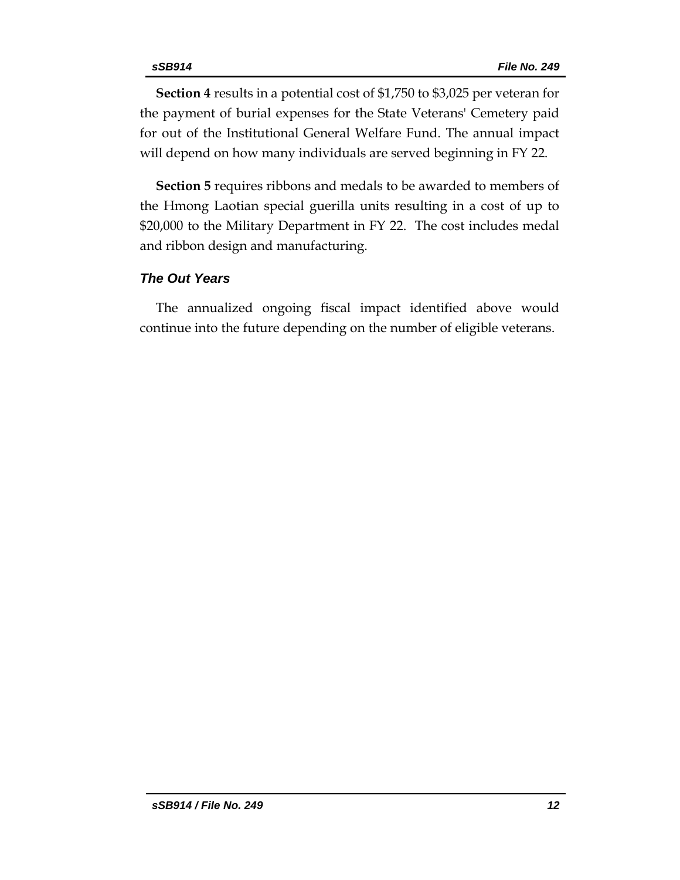**Section 4** results in a potential cost of $1,750 to $3,025 per veteran for the payment of burial expenses for the State Veterans' Cemetery paid for out of the Institutional General Welfare Fund. The annual impact will depend on how many individuals are served beginning in FY 22.

**Section 5** requires ribbons and medals to be awarded to members of the Hmong Laotian special guerilla units resulting in a cost of up to $20,000 to the Military Department in FY 22. The cost includes medal and ribbon design and manufacturing.

### *The Out Years*

The annualized ongoing fiscal impact identified above would continue into the future depending on the number of eligible veterans.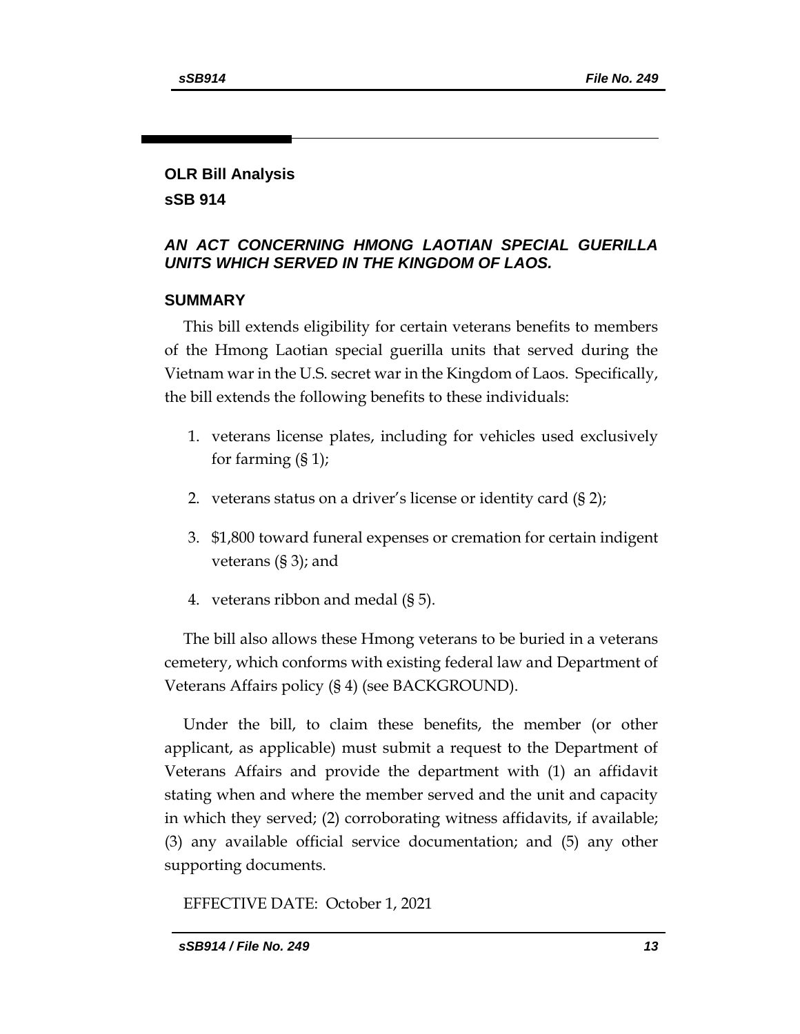## OLR Bill Analysis

## sSB 914

### *AN ACT CONCERNING HMONG LAOTIAN SPECIAL GUERILLA UNITS WHICH SERVED IN THE KINGDOM OF LAOS.*

### SUMMARY

This bill extends eligibility for certain veterans benefits to members of the Hmong Laotian special guerilla units that served during the Vietnam war in the U.S. secret war in the Kingdom of Laos. Specifically, the bill extends the following benefits to these individuals:

1. veterans license plates, including for vehicles used exclusively for farming (§ 1);
2. veterans status on a driver's license or identity card (§ 2);
3. $1,800 toward funeral expenses or cremation for certain indigent veterans (§ 3); and
4. veterans ribbon and medal (§ 5).

The bill also allows these Hmong veterans to be buried in a veterans cemetery, which conforms with existing federal law and Department of Veterans Affairs policy (§ 4) (see BACKGROUND).

Under the bill, to claim these benefits, the member (or other applicant, as applicable) must submit a request to the Department of Veterans Affairs and provide the department with (1) an affidavit stating when and where the member served and the unit and capacity in which they served; (2) corroborating witness affidavits, if available; (3) any available official service documentation; and (5) any other supporting documents.

EFFECTIVE DATE: October 1, 2021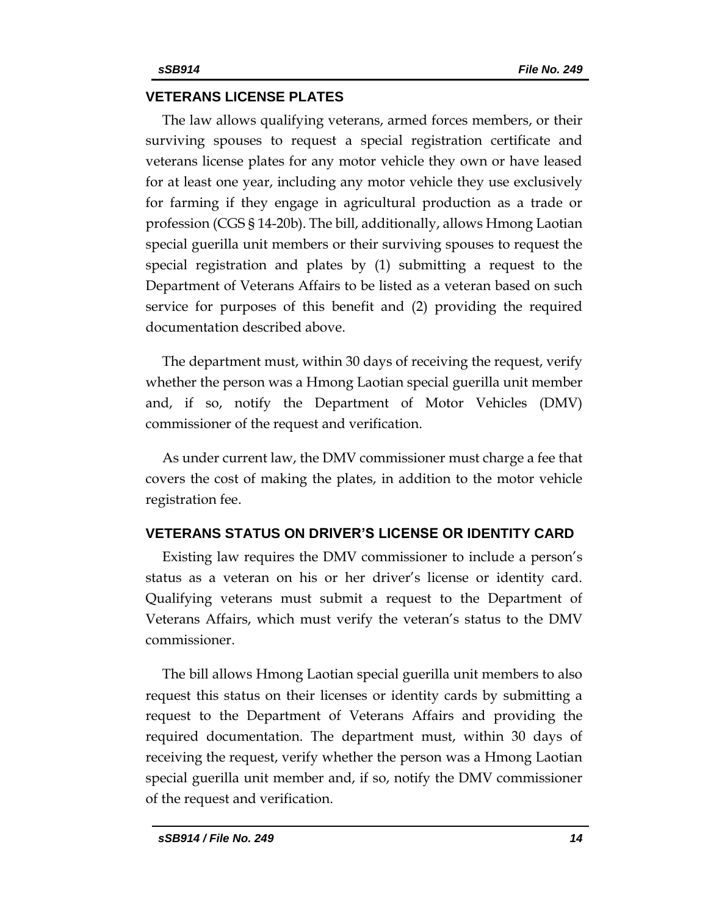## VETERANS LICENSE PLATES

The law allows qualifying veterans, armed forces members, or their surviving spouses to request a special registration certificate and veterans license plates for any motor vehicle they own or have leased for at least one year, including any motor vehicle they use exclusively for farming if they engage in agricultural production as a trade or profession (CGS § 14-20b). The bill, additionally, allows Hmong Laotian special guerilla unit members or their surviving spouses to request the special registration and plates by (1) submitting a request to the Department of Veterans Affairs to be listed as a veteran based on such service for purposes of this benefit and (2) providing the required documentation described above.

The department must, within 30 days of receiving the request, verify whether the person was a Hmong Laotian special guerilla unit member and, if so, notify the Department of Motor Vehicles (DMV) commissioner of the request and verification.

As under current law, the DMV commissioner must charge a fee that covers the cost of making the plates, in addition to the motor vehicle registration fee.

## VETERANS STATUS ON DRIVER'S LICENSE OR IDENTITY CARD

Existing law requires the DMV commissioner to include a person's status as a veteran on his or her driver's license or identity card. Qualifying veterans must submit a request to the Department of Veterans Affairs, which must verify the veteran's status to the DMV commissioner.

The bill allows Hmong Laotian special guerilla unit members to also request this status on their licenses or identity cards by submitting a request to the Department of Veterans Affairs and providing the required documentation. The department must, within 30 days of receiving the request, verify whether the person was a Hmong Laotian special guerilla unit member and, if so, notify the DMV commissioner of the request and verification.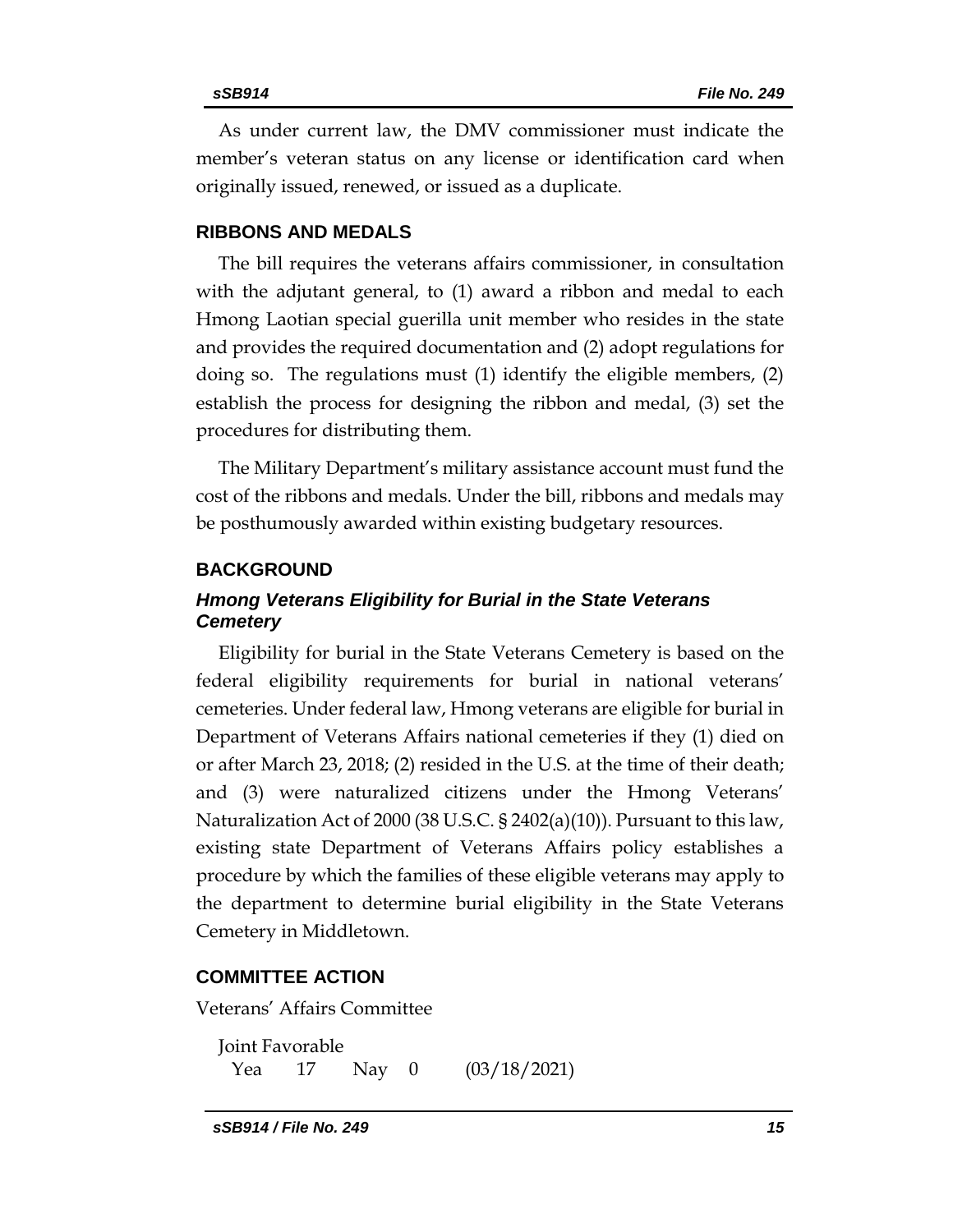As under current law, the DMV commissioner must indicate the member's veteran status on any license or identification card when originally issued, renewed, or issued as a duplicate.

## RIBBONS AND MEDALS

The bill requires the veterans affairs commissioner, in consultation with the adjutant general, to (1) award a ribbon and medal to each Hmong Laotian special guerilla unit member who resides in the state and provides the required documentation and (2) adopt regulations for doing so. The regulations must (1) identify the eligible members, (2) establish the process for designing the ribbon and medal, (3) set the procedures for distributing them.

The Military Department's military assistance account must fund the cost of the ribbons and medals. Under the bill, ribbons and medals may be posthumously awarded within existing budgetary resources.

## BACKGROUND

### *Hmong Veterans Eligibility for Burial in the State Veterans Cemetery*

Eligibility for burial in the State Veterans Cemetery is based on the federal eligibility requirements for burial in national veterans' cemeteries. Under federal law, Hmong veterans are eligible for burial in Department of Veterans Affairs national cemeteries if they (1) died on or after March 23, 2018; (2) resided in the U.S. at the time of their death; and (3) were naturalized citizens under the Hmong Veterans' Naturalization Act of 2000 (38 U.S.C. § 2402(a)(10)). Pursuant to this law, existing state Department of Veterans Affairs policy establishes a procedure by which the families of these eligible veterans may apply to the department to determine burial eligibility in the State Veterans Cemetery in Middletown.

## COMMITTEE ACTION

Veterans' Affairs Committee

Joint Favorable
Yea 17 Nay 0 (03/18/2021)